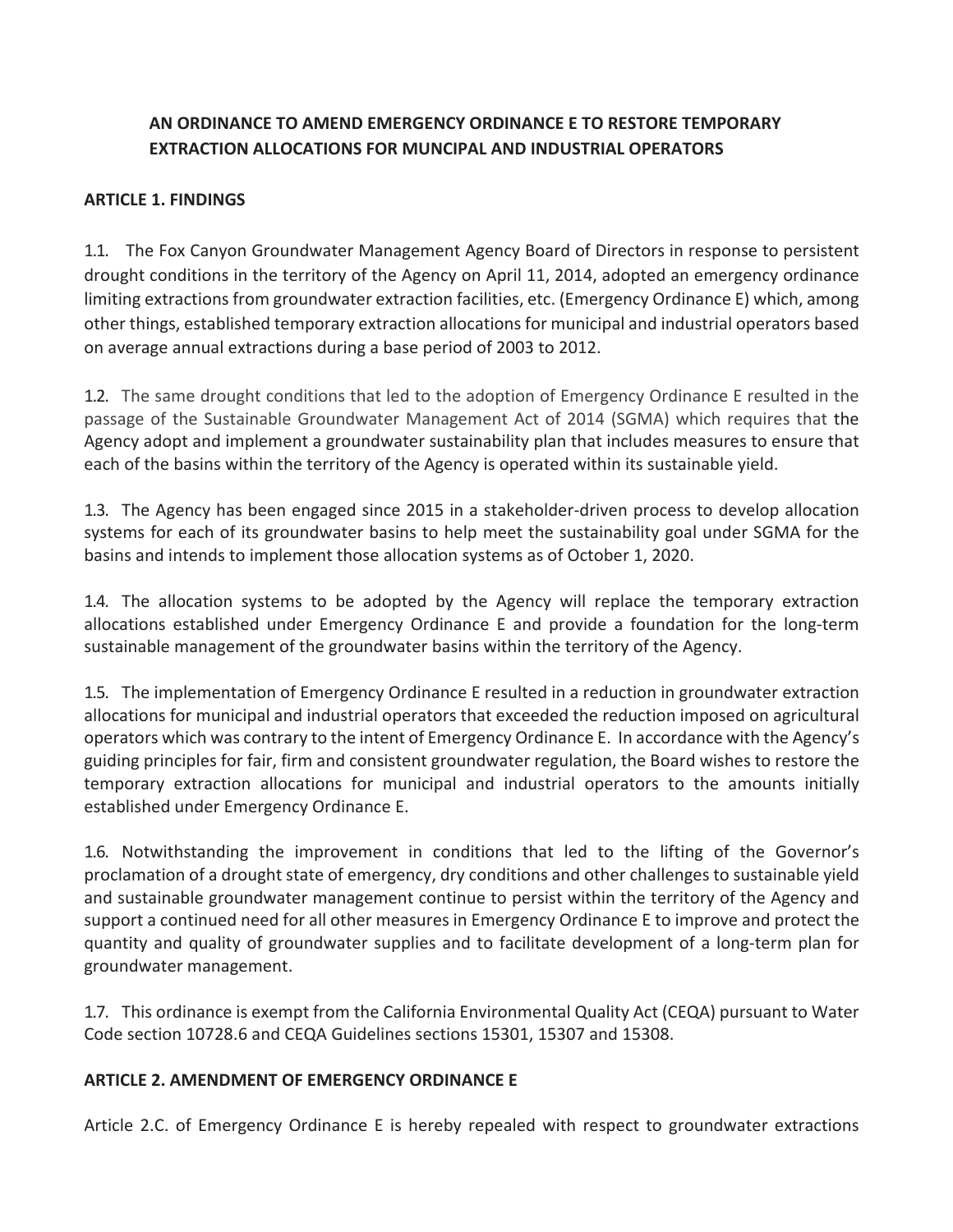**AN ORDINANCE TO AMEND EMERGENCY ORDINANCE E TO RESTORE TEMPORARY EXTRACTION ALLOCATIONS FOR MUNCIPAL AND INDUSTRIAL OPERATORS**

**ARTICLE 1. FINDINGS**

1.1. The Fox Canyon Groundwater Management Agency Board of Directors in response to persistent drought conditions in the territory of the Agency on April 11, 2014, adopted an emergency ordinance limiting extractions from groundwater extraction facilities, etc. (Emergency Ordinance E) which, among other things, established temporary extraction allocations for municipal and industrial operators based on average annual extractions during a base period of 2003 to 2012.

1.2. The same drought conditions that led to the adoption of Emergency Ordinance E resulted in the passage of the Sustainable Groundwater Management Act of 2014 (SGMA) which requires that the Agency adopt and implement a groundwater sustainability plan that includes measures to ensure that each of the basins within the territory of the Agency is operated within its sustainable yield.

1.3. The Agency has been engaged since 2015 in a stakeholder-driven process to develop allocation systems for each of its groundwater basins to help meet the sustainability goal under SGMA for the basins and intends to implement those allocation systems as of October 1, 2020.

1.4. The allocation systems to be adopted by the Agency will replace the temporary extraction allocations established under Emergency Ordinance E and provide a foundation for the long-term sustainable management of the groundwater basins within the territory of the Agency.

1.5. The implementation of Emergency Ordinance E resulted in a reduction in groundwater extraction allocations for municipal and industrial operators that exceeded the reduction imposed on agricultural operators which was contrary to the intent of Emergency Ordinance E. In accordance with the Agency's guiding principles for fair, firm and consistent groundwater regulation, the Board wishes to restore the temporary extraction allocations for municipal and industrial operators to the amounts initially established under Emergency Ordinance E.

1.6. Notwithstanding the improvement in conditions that led to the lifting of the Governor's proclamation of a drought state of emergency, dry conditions and other challenges to sustainable yield and sustainable groundwater management continue to persist within the territory of the Agency and support a continued need for all other measures in Emergency Ordinance E to improve and protect the quantity and quality of groundwater supplies and to facilitate development of a long-term plan for groundwater management.

1.7. This ordinance is exempt from the California Environmental Quality Act (CEQA) pursuant to Water Code section 10728.6 and CEQA Guidelines sections 15301, 15307 and 15308.

**ARTICLE 2. AMENDMENT OF EMERGENCY ORDINANCE E**

Article 2.C. of Emergency Ordinance E is hereby repealed with respect to groundwater extractions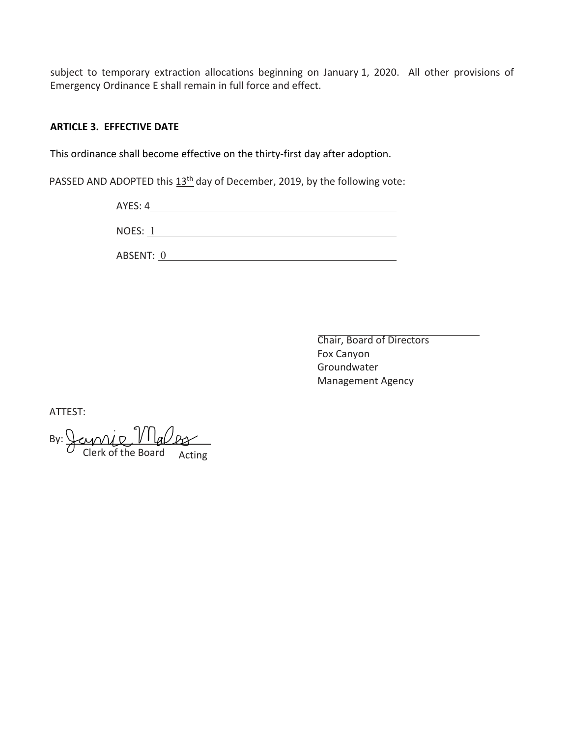subject to temporary extraction allocations beginning on January 1, 2020. All other provisions of Emergency Ordinance E shall remain in full force and effect.

**ARTICLE 3. EFFECTIVE DATE**

This ordinance shall become effective on the thirty-first day after adoption.

PASSED AND ADOPTED this 13th day of December, 2019, by the following vote:

AYES: 4

NOES: 1

ABSENT: 0

Chair, Board of Directors
Fox Canyon
Groundwater
Management Agency

ATTEST:

By: Jamie Males
Clerk of the Board Acting